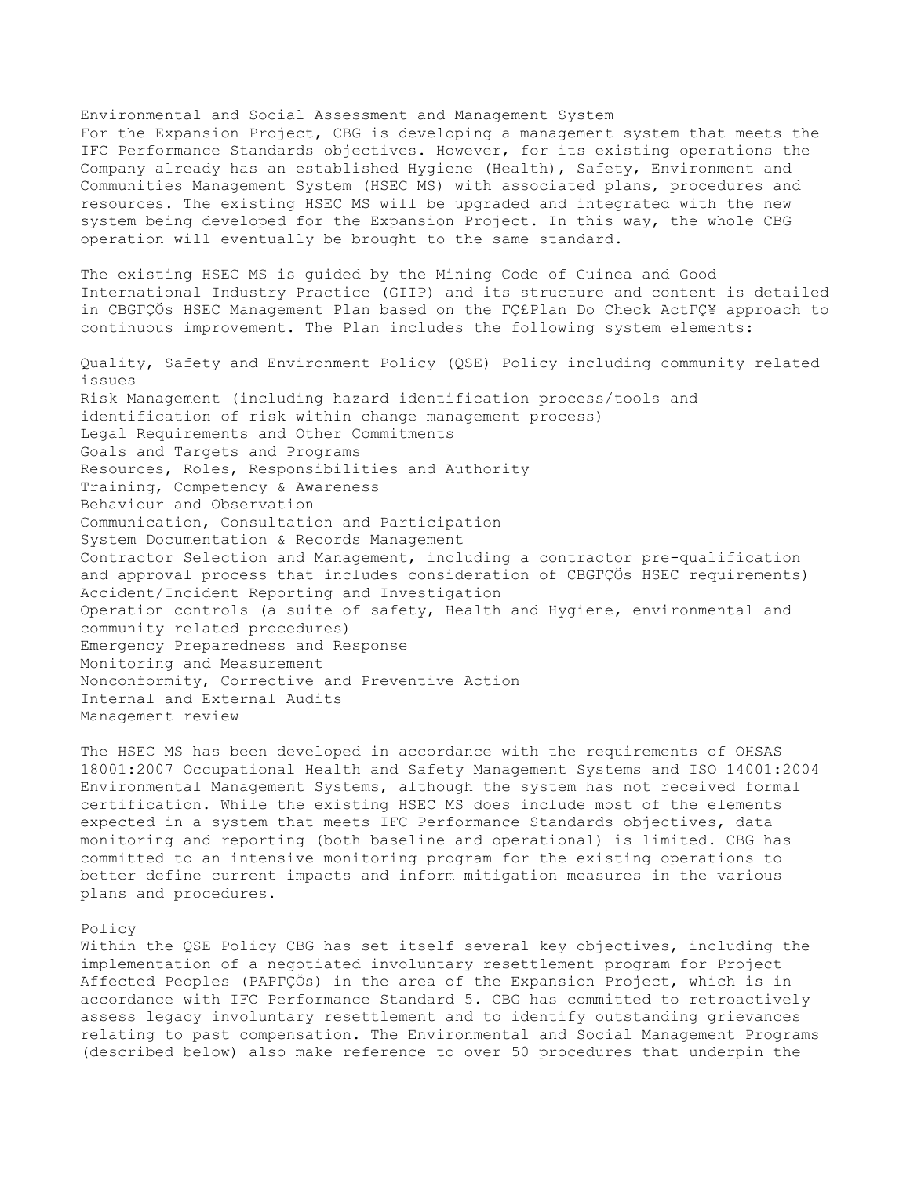## Environmental and Social Assessment and Management System

For the Expansion Project, CBG is developing a management system that meets the IFC Performance Standards objectives. However, for its existing operations the Company already has an established Hygiene (Health), Safety, Environment and Communities Management System (HSEC MS) with associated plans, procedures and resources. The existing HSEC MS will be upgraded and integrated with the new system being developed for the Expansion Project. In this way, the whole CBG operation will eventually be brought to the same standard.

The existing HSEC MS is guided by the Mining Code of Guinea and Good International Industry Practice (GIIP) and its structure and content is detailed in CBGΓÇÖs HSEC Management Plan based on the ΓÇ£Plan Do Check ActΓÇ¥ approach to continuous improvement. The Plan includes the following system elements:

- Quality, Safety and Environment Policy (QSE) Policy including community related issues
- Risk Management (including hazard identification process/tools and identification of risk within change management process)
- Legal Requirements and Other Commitments
- Goals and Targets and Programs
- Resources, Roles, Responsibilities and Authority
- Training, Competency & Awareness
- Behaviour and Observation
- Communication, Consultation and Participation
- System Documentation & Records Management
- Contractor Selection and Management, including a contractor pre-qualification and approval process that includes consideration of CBGΓÇÖs HSEC requirements)
- Accident/Incident Reporting and Investigation
- Operation controls (a suite of safety, Health and Hygiene, environmental and community related procedures)
- Emergency Preparedness and Response
- Monitoring and Measurement
- Nonconformity, Corrective and Preventive Action
- Internal and External Audits
- Management review

The HSEC MS has been developed in accordance with the requirements of OHSAS 18001:2007 Occupational Health and Safety Management Systems and ISO 14001:2004 Environmental Management Systems, although the system has not received formal certification. While the existing HSEC MS does include most of the elements expected in a system that meets IFC Performance Standards objectives, data monitoring and reporting (both baseline and operational) is limited. CBG has committed to an intensive monitoring program for the existing operations to better define current impacts and inform mitigation measures in the various plans and procedures.

### Policy

Within the QSE Policy CBG has set itself several key objectives, including the implementation of a negotiated involuntary resettlement program for Project Affected Peoples (PAPΓÇÖs) in the area of the Expansion Project, which is in accordance with IFC Performance Standard 5. CBG has committed to retroactively assess legacy involuntary resettlement and to identify outstanding grievances relating to past compensation. The Environmental and Social Management Programs (described below) also make reference to over 50 procedures that underpin the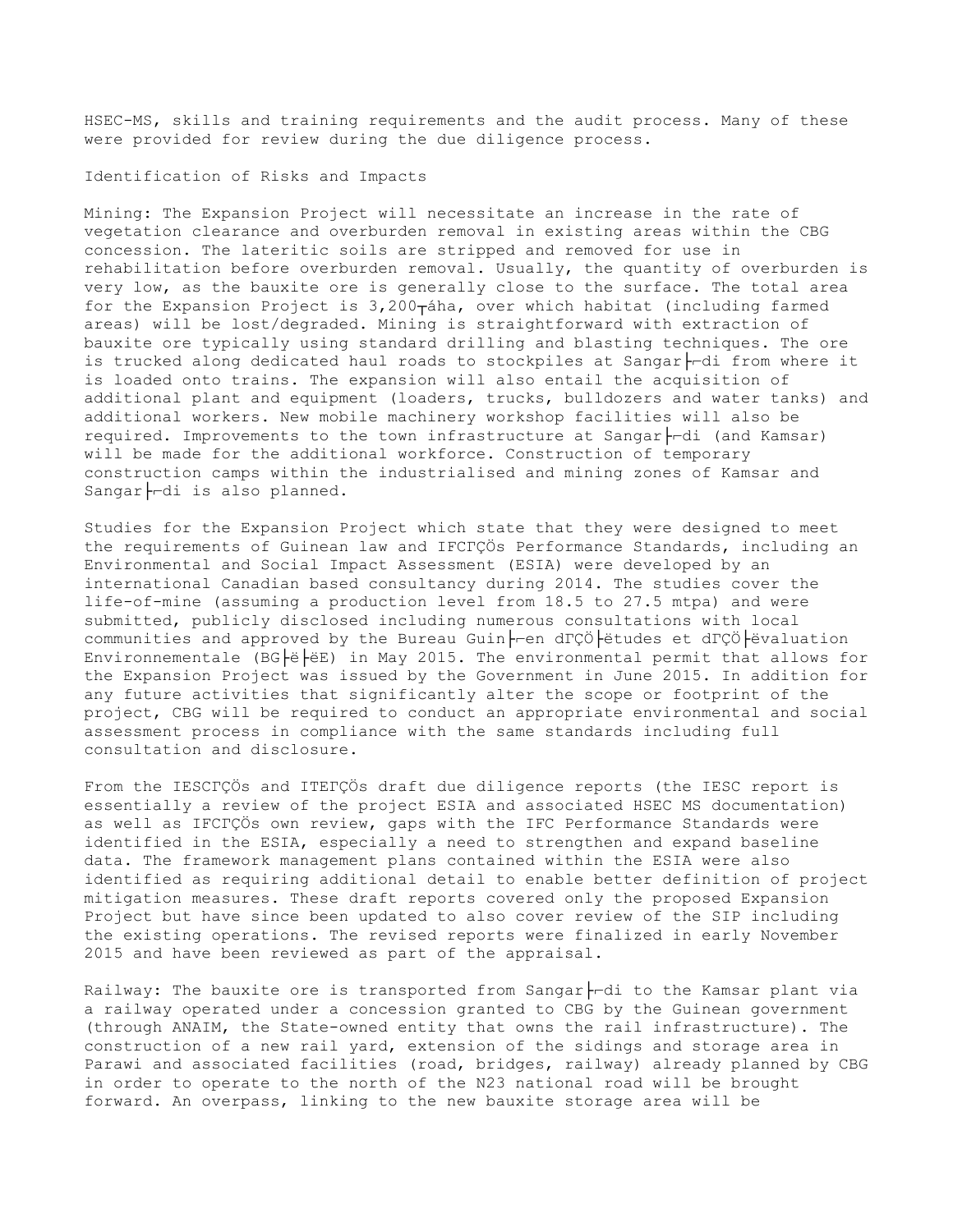HSEC-MS, skills and training requirements and the audit process. Many of these were provided for review during the due diligence process.

Identification of Risks and Impacts

Mining: The Expansion Project will necessitate an increase in the rate of vegetation clearance and overburden removal in existing areas within the CBG concession. The lateritic soils are stripped and removed for use in rehabilitation before overburden removal. Usually, the quantity of overburden is very low, as the bauxite ore is generally close to the surface. The total area for the Expansion Project is 3,200 ha, over which habitat (including farmed areas) will be lost/degraded. Mining is straightforward with extraction of bauxite ore typically using standard drilling and blasting techniques. The ore is trucked along dedicated haul roads to stockpiles at Sangarédi from where it is loaded onto trains. The expansion will also entail the acquisition of additional plant and equipment (loaders, trucks, bulldozers and water tanks) and additional workers. New mobile machinery workshop facilities will also be required. Improvements to the town infrastructure at Sangarédi (and Kamsar) will be made for the additional workforce. Construction of temporary construction camps within the industrialised and mining zones of Kamsar and Sangarédi is also planned.

Studies for the Expansion Project which state that they were designed to meet the requirements of Guinean law and IFC's Performance Standards, including an Environmental and Social Impact Assessment (ESIA) were developed by an international Canadian based consultancy during 2014. The studies cover the life-of-mine (assuming a production level from 18.5 to 27.5 mtpa) and were submitted, publicly disclosed including numerous consultations with local communities and approved by the Bureau Guinéen d'Études et d'Évaluation Environnementale (BGÉEE) in May 2015. The environmental permit that allows for the Expansion Project was issued by the Government in June 2015. In addition for any future activities that significantly alter the scope or footprint of the project, CBG will be required to conduct an appropriate environmental and social assessment process in compliance with the same standards including full consultation and disclosure.

From the IESC's and ITE's draft due diligence reports (the IESC report is essentially a review of the project ESIA and associated HSEC MS documentation) as well as IFC's own review, gaps with the IFC Performance Standards were identified in the ESIA, especially a need to strengthen and expand baseline data. The framework management plans contained within the ESIA were also identified as requiring additional detail to enable better definition of project mitigation measures. These draft reports covered only the proposed Expansion Project but have since been updated to also cover review of the SIP including the existing operations. The revised reports were finalized in early November 2015 and have been reviewed as part of the appraisal.

Railway: The bauxite ore is transported from Sangarédi to the Kamsar plant via a railway operated under a concession granted to CBG by the Guinean government (through ANAIM, the State-owned entity that owns the rail infrastructure). The construction of a new rail yard, extension of the sidings and storage area in Parawi and associated facilities (road, bridges, railway) already planned by CBG in order to operate to the north of the N23 national road will be brought forward. An overpass, linking to the new bauxite storage area will be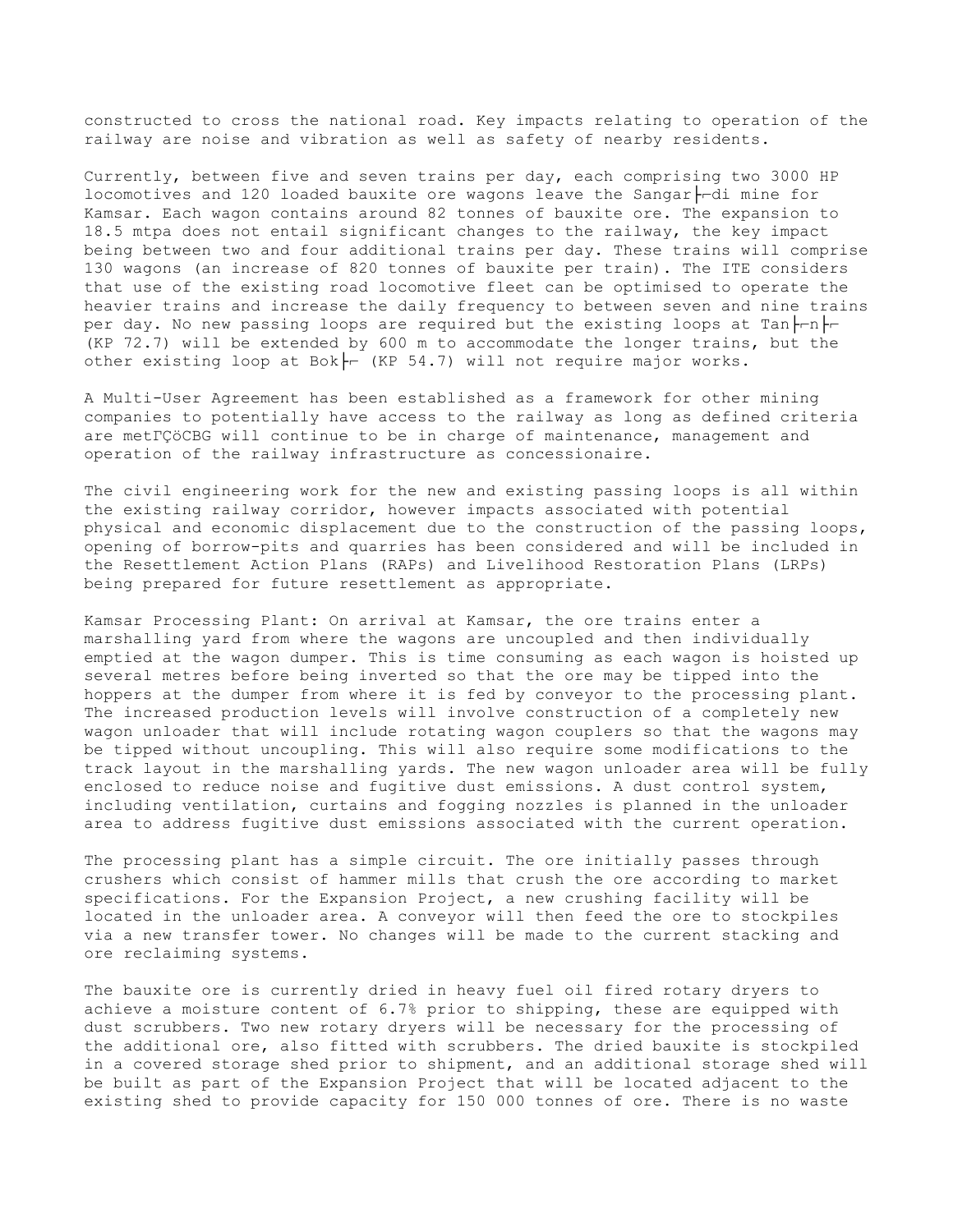constructed to cross the national road. Key impacts relating to operation of the railway are noise and vibration as well as safety of nearby residents.

Currently, between five and seven trains per day, each comprising two 3000 HP locomotives and 120 loaded bauxite ore wagons leave the Sangar├─di mine for Kamsar. Each wagon contains around 82 tonnes of bauxite ore. The expansion to 18.5 mtpa does not entail significant changes to the railway, the key impact being between two and four additional trains per day. These trains will comprise 130 wagons (an increase of 820 tonnes of bauxite per train). The ITE considers that use of the existing road locomotive fleet can be optimised to operate the heavier trains and increase the daily frequency to between seven and nine trains per day. No new passing loops are required but the existing loops at Tan├─n├─ (KP 72.7) will be extended by 600 m to accommodate the longer trains, but the other existing loop at Bok├─ (KP 54.7) will not require major works.

A Multi-User Agreement has been established as a framework for other mining companies to potentially have access to the railway as long as defined criteria are metΓÇöCBG will continue to be in charge of maintenance, management and operation of the railway infrastructure as concessionaire.

The civil engineering work for the new and existing passing loops is all within the existing railway corridor, however impacts associated with potential physical and economic displacement due to the construction of the passing loops, opening of borrow-pits and quarries has been considered and will be included in the Resettlement Action Plans (RAPs) and Livelihood Restoration Plans (LRPs) being prepared for future resettlement as appropriate.

Kamsar Processing Plant: On arrival at Kamsar, the ore trains enter a marshalling yard from where the wagons are uncoupled and then individually emptied at the wagon dumper. This is time consuming as each wagon is hoisted up several metres before being inverted so that the ore may be tipped into the hoppers at the dumper from where it is fed by conveyor to the processing plant. The increased production levels will involve construction of a completely new wagon unloader that will include rotating wagon couplers so that the wagons may be tipped without uncoupling. This will also require some modifications to the track layout in the marshalling yards. The new wagon unloader area will be fully enclosed to reduce noise and fugitive dust emissions. A dust control system, including ventilation, curtains and fogging nozzles is planned in the unloader area to address fugitive dust emissions associated with the current operation.

The processing plant has a simple circuit. The ore initially passes through crushers which consist of hammer mills that crush the ore according to market specifications. For the Expansion Project, a new crushing facility will be located in the unloader area. A conveyor will then feed the ore to stockpiles via a new transfer tower. No changes will be made to the current stacking and ore reclaiming systems.

The bauxite ore is currently dried in heavy fuel oil fired rotary dryers to achieve a moisture content of 6.7% prior to shipping, these are equipped with dust scrubbers. Two new rotary dryers will be necessary for the processing of the additional ore, also fitted with scrubbers. The dried bauxite is stockpiled in a covered storage shed prior to shipment, and an additional storage shed will be built as part of the Expansion Project that will be located adjacent to the existing shed to provide capacity for 150 000 tonnes of ore. There is no waste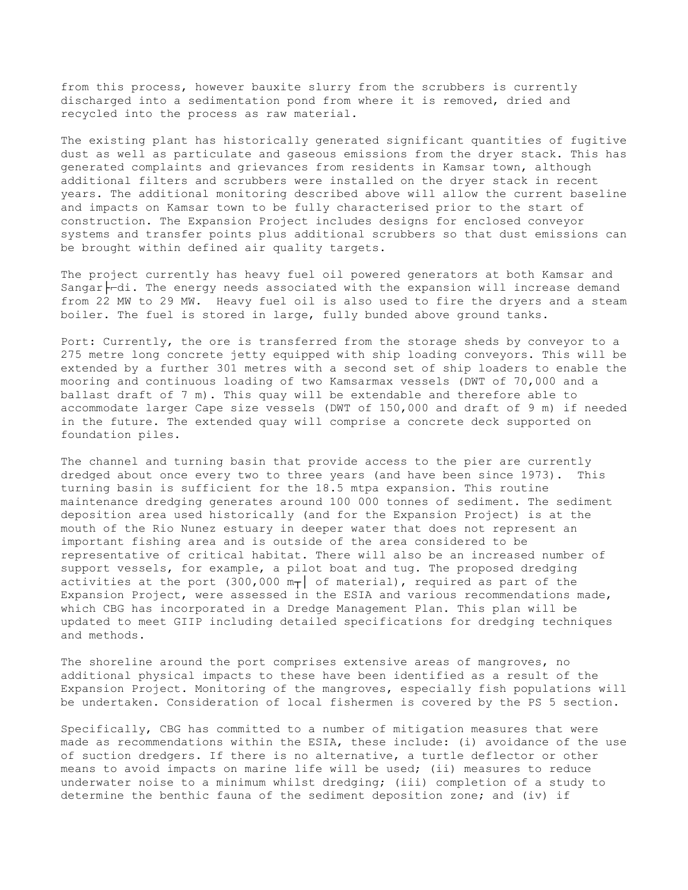from this process, however bauxite slurry from the scrubbers is currently discharged into a sedimentation pond from where it is removed, dried and recycled into the process as raw material.

The existing plant has historically generated significant quantities of fugitive dust as well as particulate and gaseous emissions from the dryer stack. This has generated complaints and grievances from residents in Kamsar town, although additional filters and scrubbers were installed on the dryer stack in recent years. The additional monitoring described above will allow the current baseline and impacts on Kamsar town to be fully characterised prior to the start of construction. The Expansion Project includes designs for enclosed conveyor systems and transfer points plus additional scrubbers so that dust emissions can be brought within defined air quality targets.

The project currently has heavy fuel oil powered generators at both Kamsar and Sangarédi. The energy needs associated with the expansion will increase demand from 22 MW to 29 MW. Heavy fuel oil is also used to fire the dryers and a steam boiler. The fuel is stored in large, fully bunded above ground tanks.

Port: Currently, the ore is transferred from the storage sheds by conveyor to a 275 metre long concrete jetty equipped with ship loading conveyors. This will be extended by a further 301 metres with a second set of ship loaders to enable the mooring and continuous loading of two Kamsarmax vessels (DWT of 70,000 and a ballast draft of 7 m). This quay will be extendable and therefore able to accommodate larger Cape size vessels (DWT of 150,000 and draft of 9 m) if needed in the future. The extended quay will comprise a concrete deck supported on foundation piles.

The channel and turning basin that provide access to the pier are currently dredged about once every two to three years (and have been since 1973). This turning basin is sufficient for the 18.5 mtpa expansion. This routine maintenance dredging generates around 100 000 tonnes of sediment. The sediment deposition area used historically (and for the Expansion Project) is at the mouth of the Rio Nunez estuary in deeper water that does not represent an important fishing area and is outside of the area considered to be representative of critical habitat. There will also be an increased number of support vessels, for example, a pilot boat and tug. The proposed dredging activities at the port (300,000 $m^3$ of material), required as part of the Expansion Project, were assessed in the ESIA and various recommendations made, which CBG has incorporated in a Dredge Management Plan. This plan will be updated to meet GIIP including detailed specifications for dredging techniques and methods.

The shoreline around the port comprises extensive areas of mangroves, no additional physical impacts to these have been identified as a result of the Expansion Project. Monitoring of the mangroves, especially fish populations will be undertaken. Consideration of local fishermen is covered by the PS 5 section.

Specifically, CBG has committed to a number of mitigation measures that were made as recommendations within the ESIA, these include: (i) avoidance of the use of suction dredgers. If there is no alternative, a turtle deflector or other means to avoid impacts on marine life will be used; (ii) measures to reduce underwater noise to a minimum whilst dredging; (iii) completion of a study to determine the benthic fauna of the sediment deposition zone; and (iv) if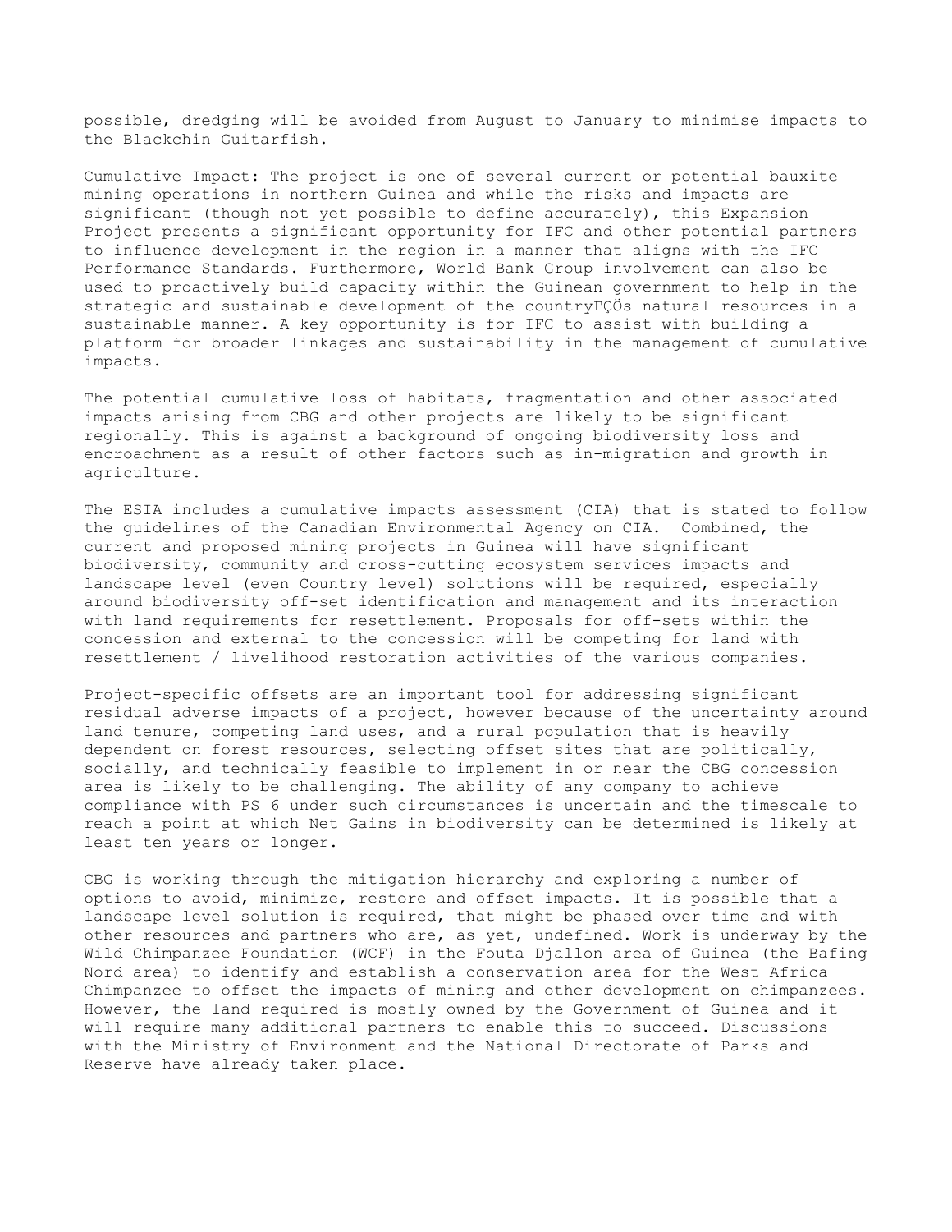possible, dredging will be avoided from August to January to minimise impacts to the Blackchin Guitarfish.

Cumulative Impact: The project is one of several current or potential bauxite mining operations in northern Guinea and while the risks and impacts are significant (though not yet possible to define accurately), this Expansion Project presents a significant opportunity for IFC and other potential partners to influence development in the region in a manner that aligns with the IFC Performance Standards. Furthermore, World Bank Group involvement can also be used to proactively build capacity within the Guinean government to help in the strategic and sustainable development of the countryΓÇÖs natural resources in a sustainable manner. A key opportunity is for IFC to assist with building a platform for broader linkages and sustainability in the management of cumulative impacts.

The potential cumulative loss of habitats, fragmentation and other associated impacts arising from CBG and other projects are likely to be significant regionally. This is against a background of ongoing biodiversity loss and encroachment as a result of other factors such as in-migration and growth in agriculture.

The ESIA includes a cumulative impacts assessment (CIA) that is stated to follow the guidelines of the Canadian Environmental Agency on CIA. Combined, the current and proposed mining projects in Guinea will have significant biodiversity, community and cross-cutting ecosystem services impacts and landscape level (even Country level) solutions will be required, especially around biodiversity off-set identification and management and its interaction with land requirements for resettlement. Proposals for off-sets within the concession and external to the concession will be competing for land with resettlement / livelihood restoration activities of the various companies.

Project-specific offsets are an important tool for addressing significant residual adverse impacts of a project, however because of the uncertainty around land tenure, competing land uses, and a rural population that is heavily dependent on forest resources, selecting offset sites that are politically, socially, and technically feasible to implement in or near the CBG concession area is likely to be challenging. The ability of any company to achieve compliance with PS 6 under such circumstances is uncertain and the timescale to reach a point at which Net Gains in biodiversity can be determined is likely at least ten years or longer.

CBG is working through the mitigation hierarchy and exploring a number of options to avoid, minimize, restore and offset impacts. It is possible that a landscape level solution is required, that might be phased over time and with other resources and partners who are, as yet, undefined. Work is underway by the Wild Chimpanzee Foundation (WCF) in the Fouta Djallon area of Guinea (the Bafing Nord area) to identify and establish a conservation area for the West Africa Chimpanzee to offset the impacts of mining and other development on chimpanzees. However, the land required is mostly owned by the Government of Guinea and it will require many additional partners to enable this to succeed. Discussions with the Ministry of Environment and the National Directorate of Parks and Reserve have already taken place.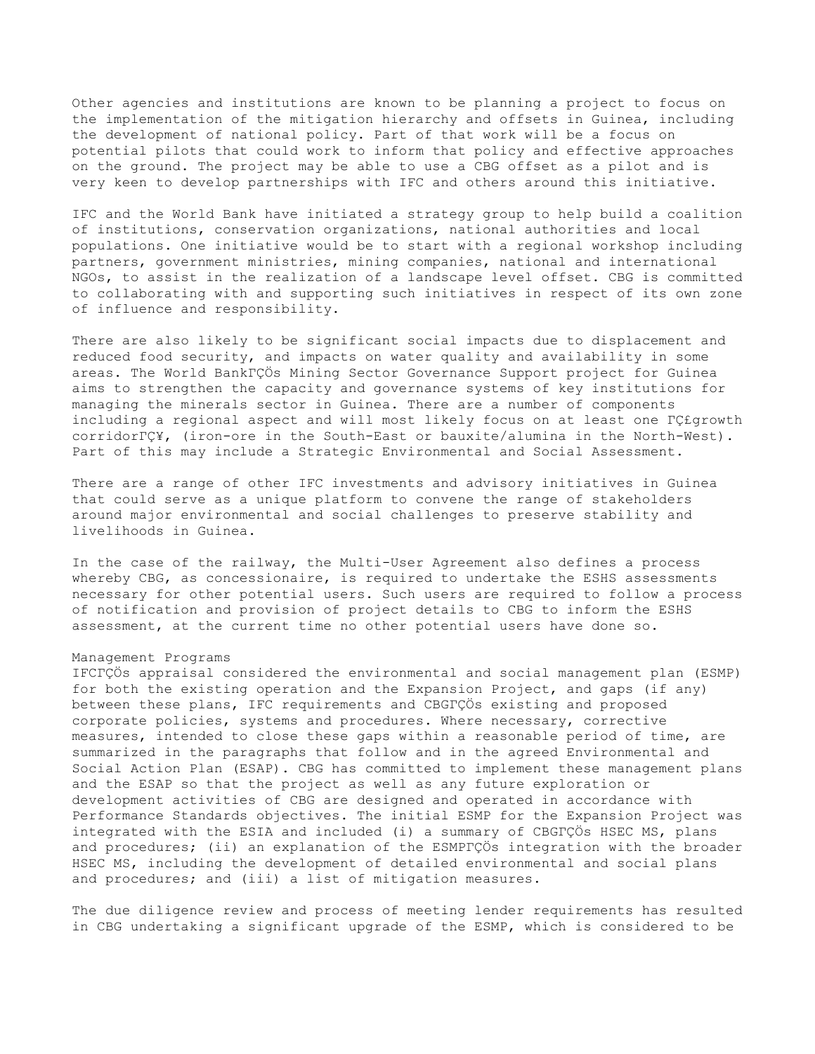Other agencies and institutions are known to be planning a project to focus on the implementation of the mitigation hierarchy and offsets in Guinea, including the development of national policy. Part of that work will be a focus on potential pilots that could work to inform that policy and effective approaches on the ground. The project may be able to use a CBG offset as a pilot and is very keen to develop partnerships with IFC and others around this initiative.

IFC and the World Bank have initiated a strategy group to help build a coalition of institutions, conservation organizations, national authorities and local populations. One initiative would be to start with a regional workshop including partners, government ministries, mining companies, national and international NGOs, to assist in the realization of a landscape level offset. CBG is committed to collaborating with and supporting such initiatives in respect of its own zone of influence and responsibility.

There are also likely to be significant social impacts due to displacement and reduced food security, and impacts on water quality and availability in some areas. The World BankΓÇÖs Mining Sector Governance Support project for Guinea aims to strengthen the capacity and governance systems of key institutions for managing the minerals sector in Guinea. There are a number of components including a regional aspect and will most likely focus on at least one ΓÇ£growth corridorΓÇ¥, (iron-ore in the South-East or bauxite/alumina in the North-West). Part of this may include a Strategic Environmental and Social Assessment.

There are a range of other IFC investments and advisory initiatives in Guinea that could serve as a unique platform to convene the range of stakeholders around major environmental and social challenges to preserve stability and livelihoods in Guinea.

In the case of the railway, the Multi-User Agreement also defines a process whereby CBG, as concessionaire, is required to undertake the ESHS assessments necessary for other potential users. Such users are required to follow a process of notification and provision of project details to CBG to inform the ESHS assessment, at the current time no other potential users have done so.

Management Programs

IFCΓÇÖs appraisal considered the environmental and social management plan (ESMP) for both the existing operation and the Expansion Project, and gaps (if any) between these plans, IFC requirements and CBGΓÇÖs existing and proposed corporate policies, systems and procedures. Where necessary, corrective measures, intended to close these gaps within a reasonable period of time, are summarized in the paragraphs that follow and in the agreed Environmental and Social Action Plan (ESAP). CBG has committed to implement these management plans and the ESAP so that the project as well as any future exploration or development activities of CBG are designed and operated in accordance with Performance Standards objectives. The initial ESMP for the Expansion Project was integrated with the ESIA and included (i) a summary of CBGΓÇÖs HSEC MS, plans and procedures; (ii) an explanation of the ESMPΓÇÖs integration with the broader HSEC MS, including the development of detailed environmental and social plans and procedures; and (iii) a list of mitigation measures.

The due diligence review and process of meeting lender requirements has resulted in CBG undertaking a significant upgrade of the ESMP, which is considered to be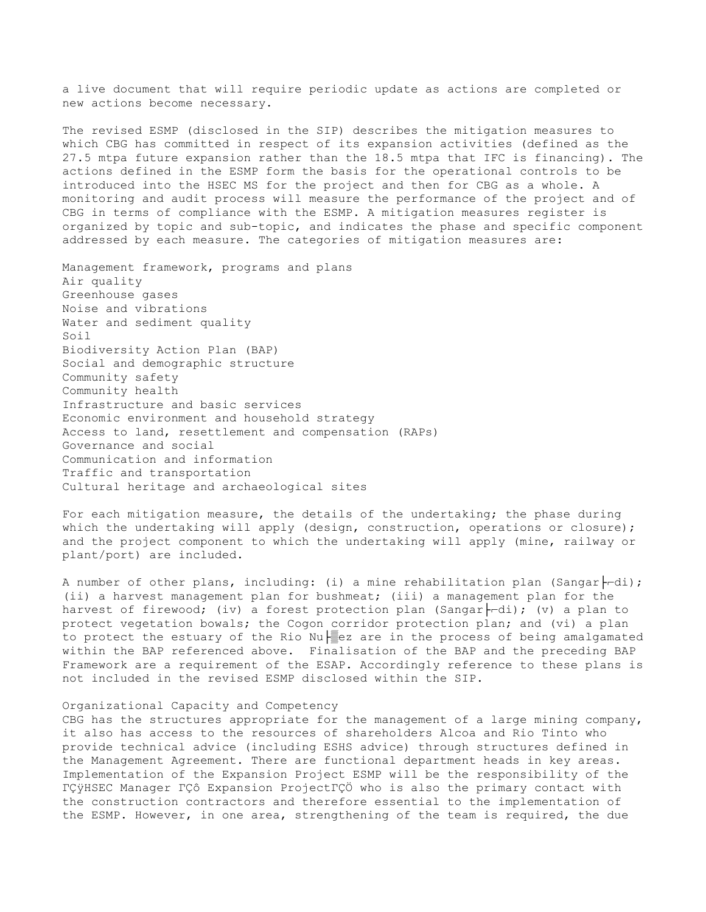a live document that will require periodic update as actions are completed or new actions become necessary.

The revised ESMP (disclosed in the SIP) describes the mitigation measures to which CBG has committed in respect of its expansion activities (defined as the 27.5 mtpa future expansion rather than the 18.5 mtpa that IFC is financing). The actions defined in the ESMP form the basis for the operational controls to be introduced into the HSEC MS for the project and then for CBG as a whole. A monitoring and audit process will measure the performance of the project and of CBG in terms of compliance with the ESMP. A mitigation measures register is organized by topic and sub-topic, and indicates the phase and specific component addressed by each measure. The categories of mitigation measures are:

Management framework, programs and plans
Air quality
Greenhouse gases
Noise and vibrations
Water and sediment quality
Soil
Biodiversity Action Plan (BAP)
Social and demographic structure
Community safety
Community health
Infrastructure and basic services
Economic environment and household strategy
Access to land, resettlement and compensation (RAPs)
Governance and social
Communication and information
Traffic and transportation
Cultural heritage and archaeological sites

For each mitigation measure, the details of the undertaking; the phase during which the undertaking will apply (design, construction, operations or closure); and the project component to which the undertaking will apply (mine, railway or plant/port) are included.

A number of other plans, including: (i) a mine rehabilitation plan (Sangar├⌐di); (ii) a harvest management plan for bushmeat; (iii) a management plan for the harvest of firewood; (iv) a forest protection plan (Sangar├⌐di); (v) a plan to protect vegetation bowals; the Cogon corridor protection plan; and (vi) a plan to protect the estuary of the Rio Nu├▒ez are in the process of being amalgamated within the BAP referenced above. Finalisation of the BAP and the preceding BAP Framework are a requirement of the ESAP. Accordingly reference to these plans is not included in the revised ESMP disclosed within the SIP.

Organizational Capacity and Competency
CBG has the structures appropriate for the management of a large mining company, it also has access to the resources of shareholders Alcoa and Rio Tinto who provide technical advice (including ESHS advice) through structures defined in the Management Agreement. There are functional department heads in key areas. Implementation of the Expansion Project ESMP will be the responsibility of the ΓÇÿHSEC Manager ΓÇô Expansion ProjectΓÇÖ who is also the primary contact with the construction contractors and therefore essential to the implementation of the ESMP. However, in one area, strengthening of the team is required, the due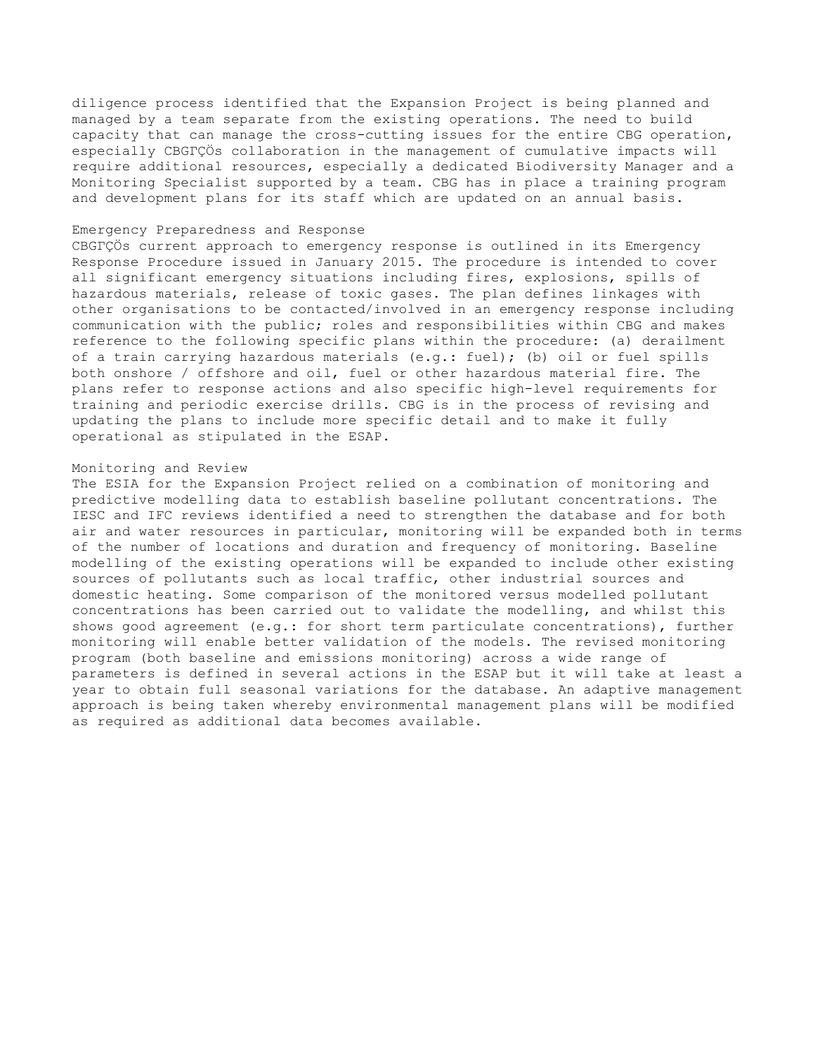diligence process identified that the Expansion Project is being planned and managed by a team separate from the existing operations. The need to build capacity that can manage the cross-cutting issues for the entire CBG operation, especially CBGΓÇÖs collaboration in the management of cumulative impacts will require additional resources, especially a dedicated Biodiversity Manager and a Monitoring Specialist supported by a team. CBG has in place a training program and development plans for its staff which are updated on an annual basis.

### Emergency Preparedness and Response

CBGΓÇÖs current approach to emergency response is outlined in its Emergency Response Procedure issued in January 2015. The procedure is intended to cover all significant emergency situations including fires, explosions, spills of hazardous materials, release of toxic gases. The plan defines linkages with other organisations to be contacted/involved in an emergency response including communication with the public; roles and responsibilities within CBG and makes reference to the following specific plans within the procedure: (a) derailment of a train carrying hazardous materials (e.g.: fuel); (b) oil or fuel spills both onshore / offshore and oil, fuel or other hazardous material fire. The plans refer to response actions and also specific high-level requirements for training and periodic exercise drills. CBG is in the process of revising and updating the plans to include more specific detail and to make it fully operational as stipulated in the ESAP.

### Monitoring and Review

The ESIA for the Expansion Project relied on a combination of monitoring and predictive modelling data to establish baseline pollutant concentrations. The IESC and IFC reviews identified a need to strengthen the database and for both air and water resources in particular, monitoring will be expanded both in terms of the number of locations and duration and frequency of monitoring. Baseline modelling of the existing operations will be expanded to include other existing sources of pollutants such as local traffic, other industrial sources and domestic heating. Some comparison of the monitored versus modelled pollutant concentrations has been carried out to validate the modelling, and whilst this shows good agreement (e.g.: for short term particulate concentrations), further monitoring will enable better validation of the models. The revised monitoring program (both baseline and emissions monitoring) across a wide range of parameters is defined in several actions in the ESAP but it will take at least a year to obtain full seasonal variations for the database. An adaptive management approach is being taken whereby environmental management plans will be modified as required as additional data becomes available.